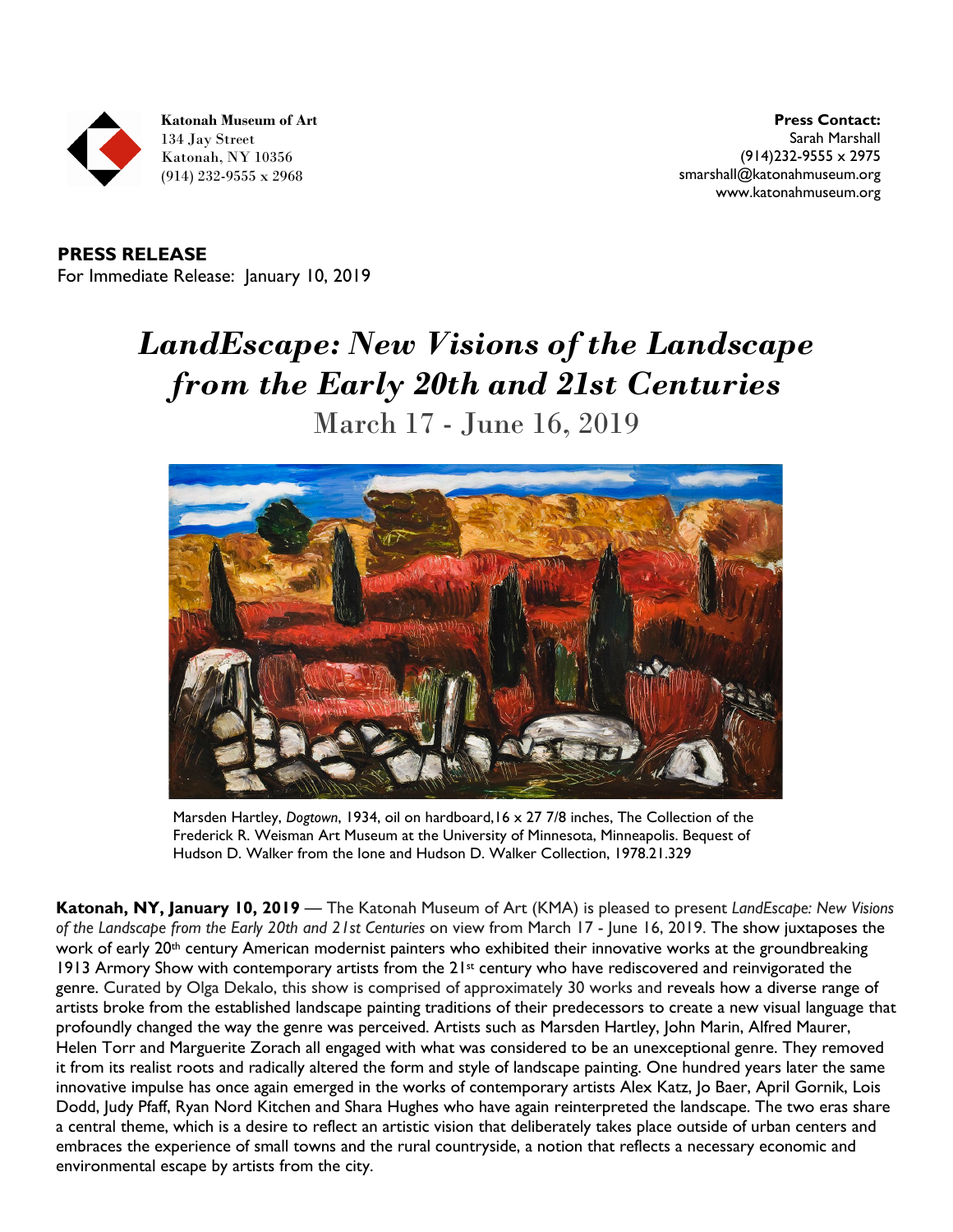**Katonah Museum of Art**
134 Jay Street
Katonah, NY 10356
(914) 232-9555 x 2968

**Press Contact:**
Sarah Marshall
(914)232-9555 x 2975
smarshall@katonahmuseum.org
www.katonahmuseum.org

**PRESS RELEASE**
For Immediate Release: January 10, 2019

# *LandEscape: New Visions of the Landscape from the Early 20th and 21st Centuries*

## March 17 - June 16, 2019

Marsden Hartley, *Dogtown*, 1934, oil on hardboard,16 x 27 7/8 inches, The Collection of the Frederick R. Weisman Art Museum at the University of Minnesota, Minneapolis. Bequest of Hudson D. Walker from the Ione and Hudson D. Walker Collection, 1978.21.329

**Katonah, NY, January 10, 2019** — The Katonah Museum of Art (KMA) is pleased to present *LandEscape: New Visions of the Landscape from the Early 20th and 21st Centuries* on view from March 17 - June 16, 2019. The show juxtaposes the work of early 20th century American modernist painters who exhibited their innovative works at the groundbreaking 1913 Armory Show with contemporary artists from the 21st century who have rediscovered and reinvigorated the genre. Curated by Olga Dekalo, this show is comprised of approximately 30 works and reveals how a diverse range of artists broke from the established landscape painting traditions of their predecessors to create a new visual language that profoundly changed the way the genre was perceived. Artists such as Marsden Hartley, John Marin, Alfred Maurer, Helen Torr and Marguerite Zorach all engaged with what was considered to be an unexceptional genre. They removed it from its realist roots and radically altered the form and style of landscape painting. One hundred years later the same innovative impulse has once again emerged in the works of contemporary artists Alex Katz, Jo Baer, April Gornik, Lois Dodd, Judy Pfaff, Ryan Nord Kitchen and Shara Hughes who have again reinterpreted the landscape. The two eras share a central theme, which is a desire to reflect an artistic vision that deliberately takes place outside of urban centers and embraces the experience of small towns and the rural countryside, a notion that reflects a necessary economic and environmental escape by artists from the city.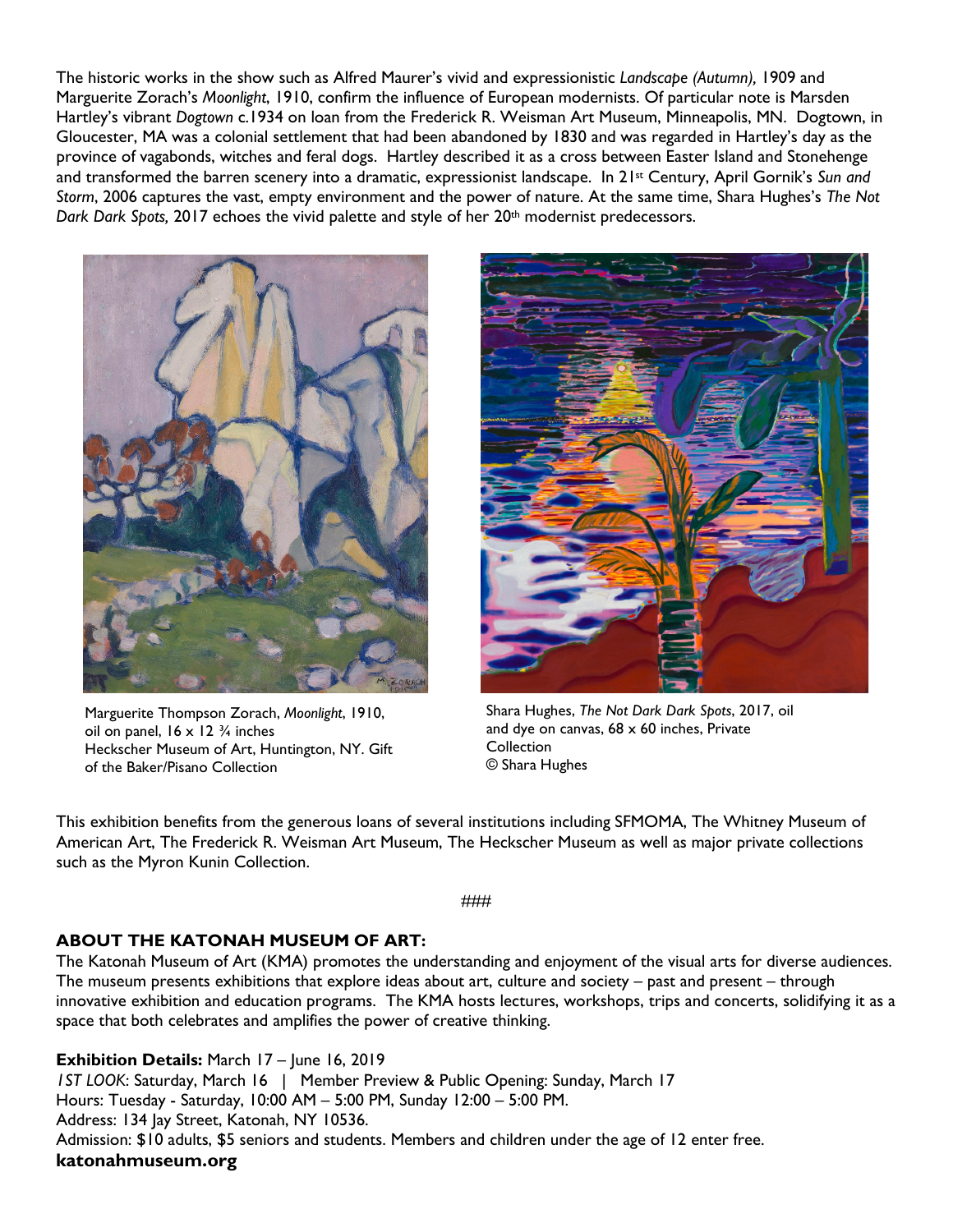The historic works in the show such as Alfred Maurer's vivid and expressionistic *Landscape (Autumn),* 1909 and Marguerite Zorach's *Moonlight*, 1910, confirm the influence of European modernists. Of particular note is Marsden Hartley's vibrant *Dogtown* c.1934 on loan from the Frederick R. Weisman Art Museum, Minneapolis, MN. Dogtown, in Gloucester, MA was a colonial settlement that had been abandoned by 1830 and was regarded in Hartley's day as the province of vagabonds, witches and feral dogs. Hartley described it as a cross between Easter Island and Stonehenge and transformed the barren scenery into a dramatic, expressionist landscape. In 21st Century, April Gornik's *Sun and Storm*, 2006 captures the vast, empty environment and the power of nature. At the same time, Shara Hughes's *The Not Dark Dark Spots,* 2017 echoes the vivid palette and style of her 20th modernist predecessors.

Marguerite Thompson Zorach, *Moonlight*, 1910, oil on panel, 16 x 12 ¾ inches
Heckscher Museum of Art, Huntington, NY. Gift of the Baker/Pisano Collection

Shara Hughes, *The Not Dark Dark Spots*, 2017, oil and dye on canvas, 68 x 60 inches, Private Collection
© Shara Hughes

This exhibition benefits from the generous loans of several institutions including SFMOMA, The Whitney Museum of American Art, The Frederick R. Weisman Art Museum, The Heckscher Museum as well as major private collections such as the Myron Kunin Collection.

###

## ABOUT THE KATONAH MUSEUM OF ART:

The Katonah Museum of Art (KMA) promotes the understanding and enjoyment of the visual arts for diverse audiences. The museum presents exhibitions that explore ideas about art, culture and society – past and present – through innovative exhibition and education programs. The KMA hosts lectures, workshops, trips and concerts, solidifying it as a space that both celebrates and amplifies the power of creative thinking.

**Exhibition Details:** March 17 – June 16, 2019
*1ST LOOK*: Saturday, March 16 | Member Preview & Public Opening: Sunday, March 17
Hours: Tuesday - Saturday, 10:00 AM – 5:00 PM, Sunday 12:00 – 5:00 PM.
Address: 134 Jay Street, Katonah, NY 10536.
Admission: $10 adults, $5 seniors and students. Members and children under the age of 12 enter free.
**katonahmuseum.org**